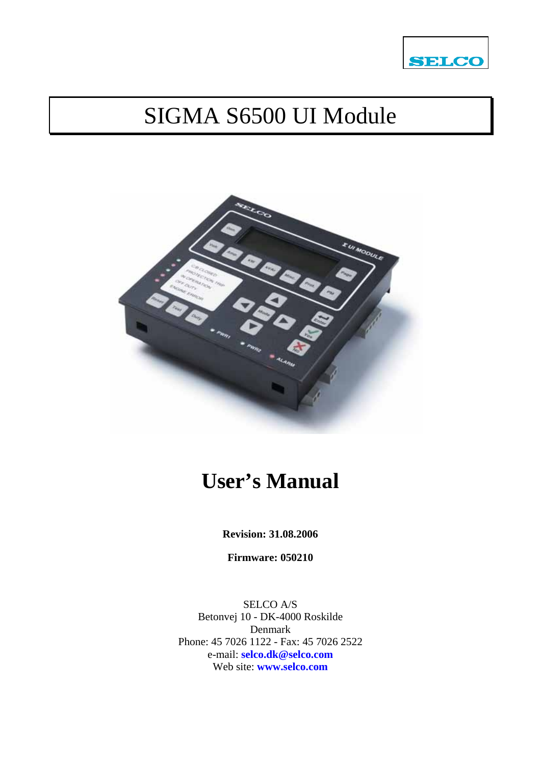SELCO

# SIGMA S6500 UI Module

# User's Manual

**Revision: 31.08.2006**

**Firmware: 050210**

SELCO A/S
Betonvej 10 - DK-4000 Roskilde
Denmark
Phone: 45 7026 1122 - Fax: 45 7026 2522
e-mail: **selco.dk@selco.com**
Web site: **www.selco.com**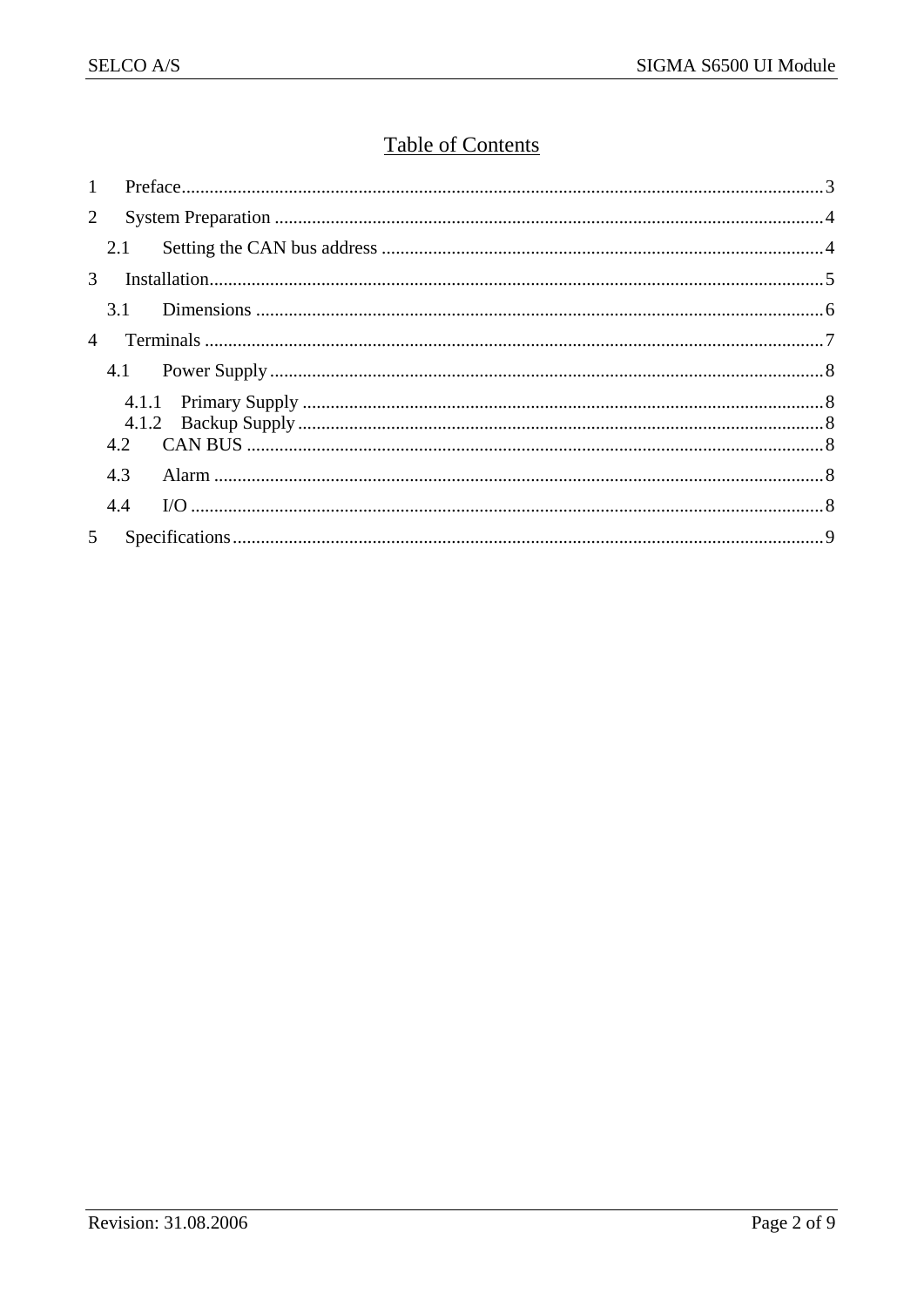# Table of Contents

1 Preface ... 3
2 System Preparation ... 4
  2.1 Setting the CAN bus address ... 4
3 Installation ... 5
  3.1 Dimensions ... 6
4 Terminals ... 7
  4.1 Power Supply ... 8
    4.1.1 Primary Supply ... 8
    4.1.2 Backup Supply ... 8
  4.2 CAN BUS ... 8
  4.3 Alarm ... 8
  4.4 I/O ... 8
5 Specifications ... 9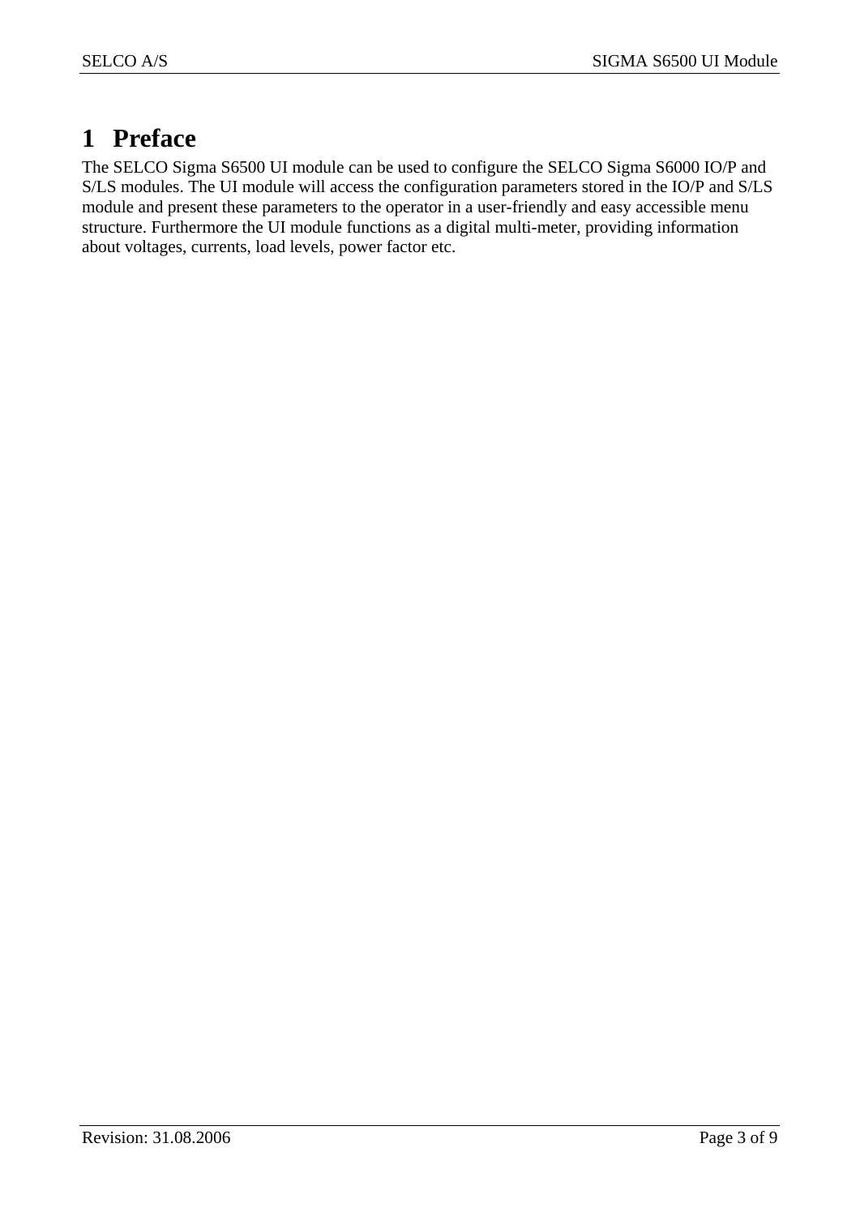# 1 Preface

The SELCO Sigma S6500 UI module can be used to configure the SELCO Sigma S6000 IO/P and S/LS modules. The UI module will access the configuration parameters stored in the IO/P and S/LS module and present these parameters to the operator in a user-friendly and easy accessible menu structure. Furthermore the UI module functions as a digital multi-meter, providing information about voltages, currents, load levels, power factor etc.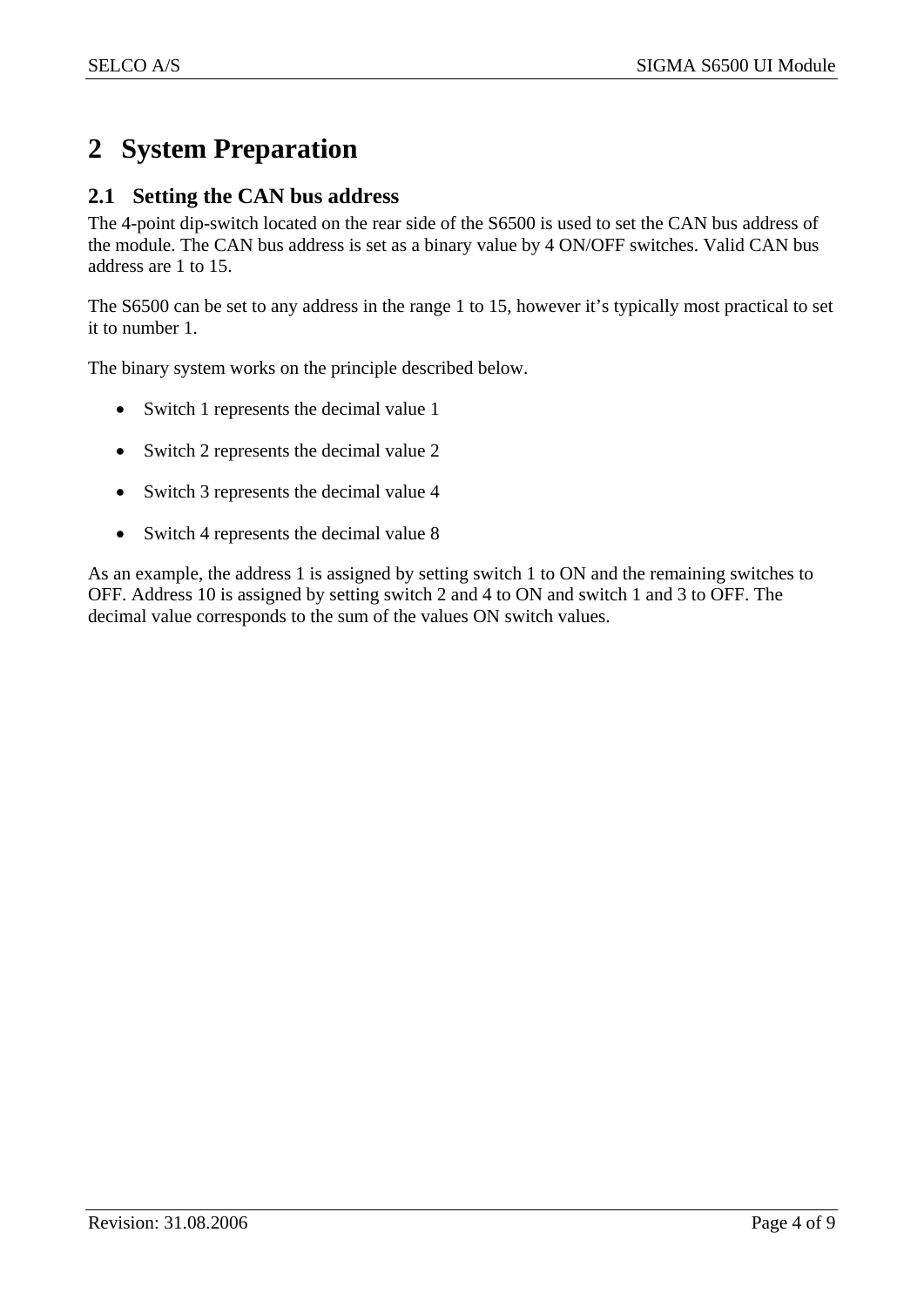# 2 System Preparation

## 2.1 Setting the CAN bus address

The 4-point dip-switch located on the rear side of the S6500 is used to set the CAN bus address of the module. The CAN bus address is set as a binary value by 4 ON/OFF switches. Valid CAN bus address are 1 to 15.

The S6500 can be set to any address in the range 1 to 15, however it's typically most practical to set it to number 1.

The binary system works on the principle described below.

- Switch 1 represents the decimal value 1
- Switch 2 represents the decimal value 2
- Switch 3 represents the decimal value 4
- Switch 4 represents the decimal value 8

As an example, the address 1 is assigned by setting switch 1 to ON and the remaining switches to OFF. Address 10 is assigned by setting switch 2 and 4 to ON and switch 1 and 3 to OFF. The decimal value corresponds to the sum of the values ON switch values.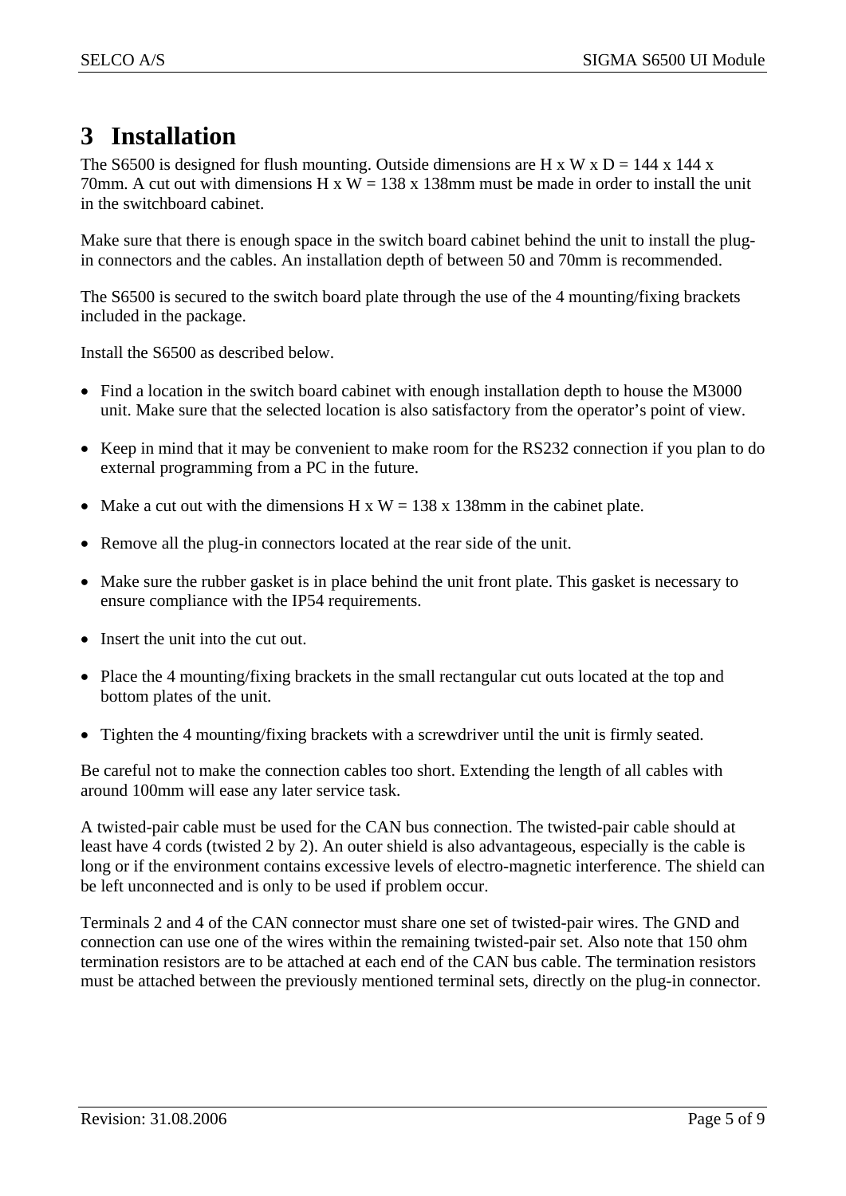# 3 Installation

The S6500 is designed for flush mounting. Outside dimensions are H x W x D = 144 x 144 x 70mm. A cut out with dimensions H x W = 138 x 138mm must be made in order to install the unit in the switchboard cabinet.

Make sure that there is enough space in the switch board cabinet behind the unit to install the plug-in connectors and the cables. An installation depth of between 50 and 70mm is recommended.

The S6500 is secured to the switch board plate through the use of the 4 mounting/fixing brackets included in the package.

Install the S6500 as described below.

- Find a location in the switch board cabinet with enough installation depth to house the M3000 unit. Make sure that the selected location is also satisfactory from the operator's point of view.
- Keep in mind that it may be convenient to make room for the RS232 connection if you plan to do external programming from a PC in the future.
- Make a cut out with the dimensions H x W = 138 x 138mm in the cabinet plate.
- Remove all the plug-in connectors located at the rear side of the unit.
- Make sure the rubber gasket is in place behind the unit front plate. This gasket is necessary to ensure compliance with the IP54 requirements.
- Insert the unit into the cut out.
- Place the 4 mounting/fixing brackets in the small rectangular cut outs located at the top and bottom plates of the unit.
- Tighten the 4 mounting/fixing brackets with a screwdriver until the unit is firmly seated.

Be careful not to make the connection cables too short. Extending the length of all cables with around 100mm will ease any later service task.

A twisted-pair cable must be used for the CAN bus connection. The twisted-pair cable should at least have 4 cords (twisted 2 by 2). An outer shield is also advantageous, especially is the cable is long or if the environment contains excessive levels of electro-magnetic interference. The shield can be left unconnected and is only to be used if problem occur.

Terminals 2 and 4 of the CAN connector must share one set of twisted-pair wires. The GND and connection can use one of the wires within the remaining twisted-pair set. Also note that 150 ohm termination resistors are to be attached at each end of the CAN bus cable. The termination resistors must be attached between the previously mentioned terminal sets, directly on the plug-in connector.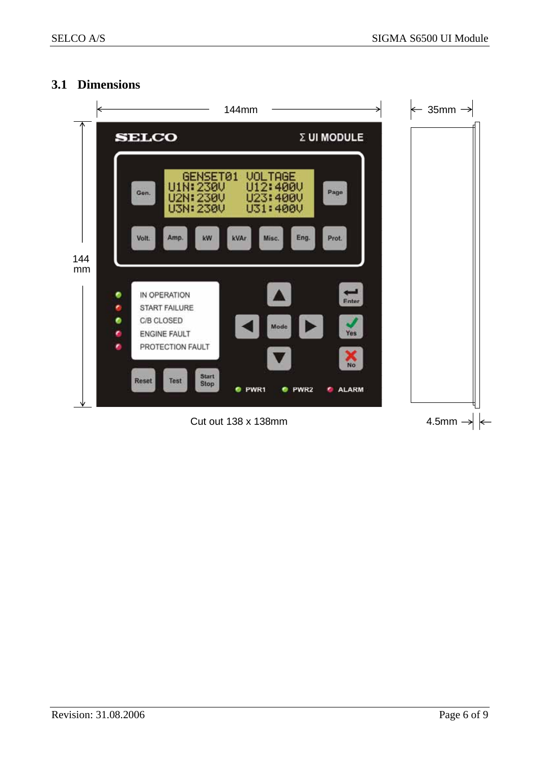## 3.1 Dimensions

144mm

35mm

144 mm

Cut out 138 x 138mm

4.5mm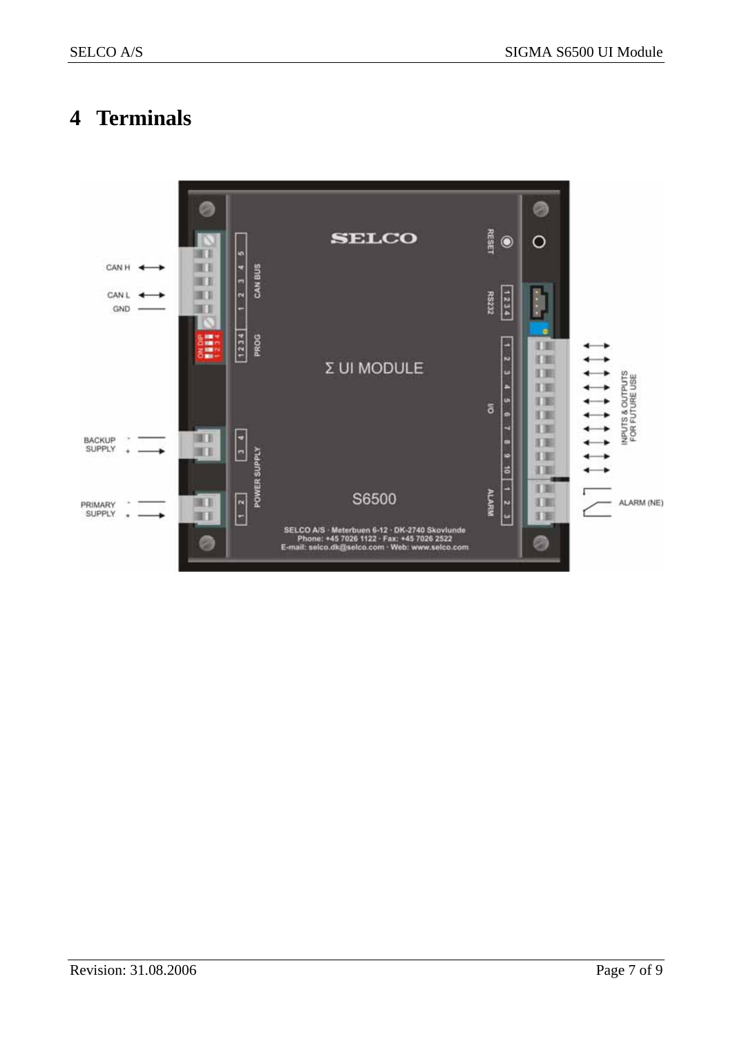# 4 Terminals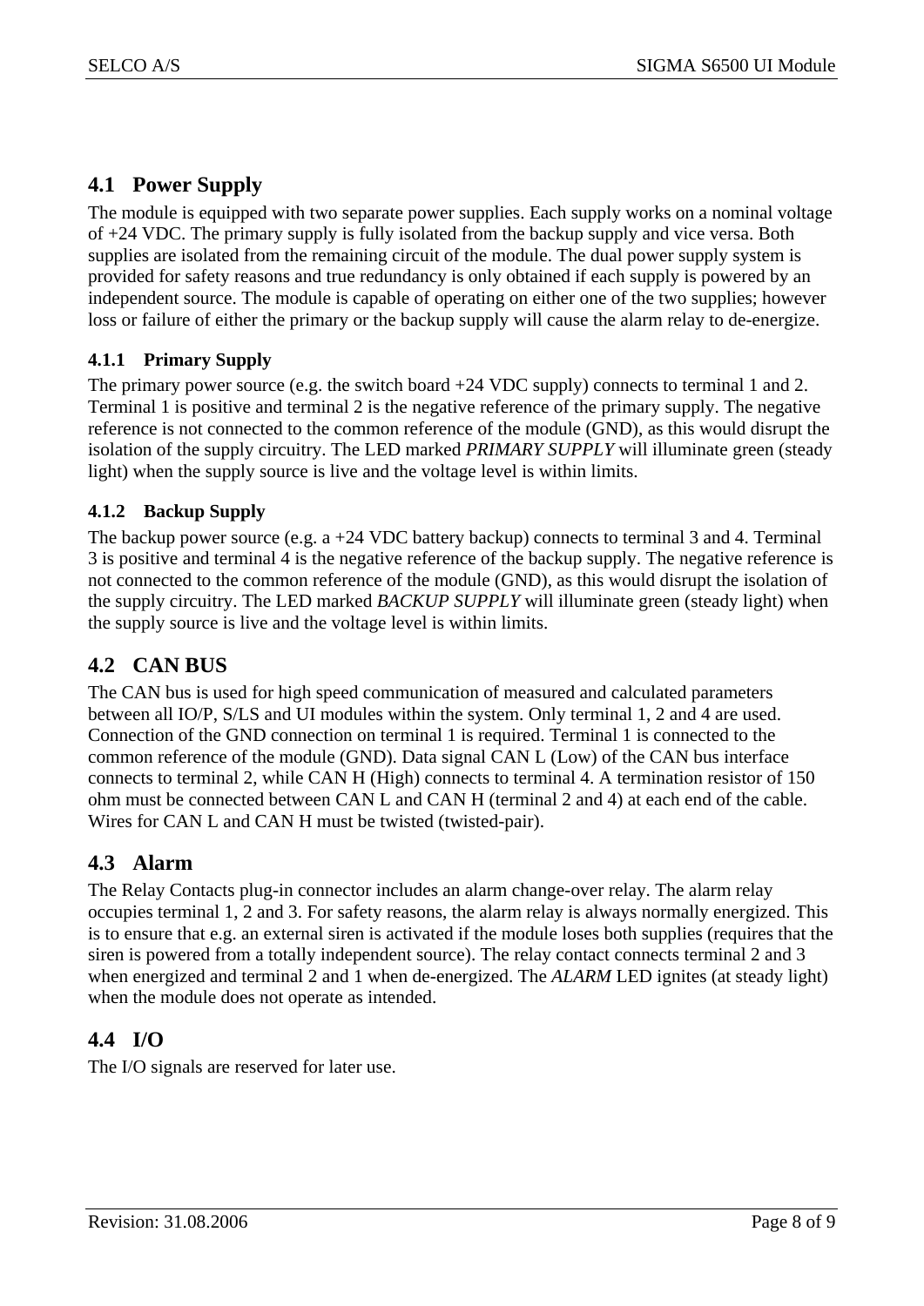## 4.1 Power Supply

The module is equipped with two separate power supplies. Each supply works on a nominal voltage of +24 VDC. The primary supply is fully isolated from the backup supply and vice versa. Both supplies are isolated from the remaining circuit of the module. The dual power supply system is provided for safety reasons and true redundancy is only obtained if each supply is powered by an independent source. The module is capable of operating on either one of the two supplies; however loss or failure of either the primary or the backup supply will cause the alarm relay to de-energize.

### 4.1.1 Primary Supply

The primary power source (e.g. the switch board +24 VDC supply) connects to terminal 1 and 2. Terminal 1 is positive and terminal 2 is the negative reference of the primary supply. The negative reference is not connected to the common reference of the module (GND), as this would disrupt the isolation of the supply circuitry. The LED marked *PRIMARY SUPPLY* will illuminate green (steady light) when the supply source is live and the voltage level is within limits.

### 4.1.2 Backup Supply

The backup power source (e.g. a +24 VDC battery backup) connects to terminal 3 and 4. Terminal 3 is positive and terminal 4 is the negative reference of the backup supply. The negative reference is not connected to the common reference of the module (GND), as this would disrupt the isolation of the supply circuitry. The LED marked *BACKUP SUPPLY* will illuminate green (steady light) when the supply source is live and the voltage level is within limits.

## 4.2 CAN BUS

The CAN bus is used for high speed communication of measured and calculated parameters between all IO/P, S/LS and UI modules within the system. Only terminal 1, 2 and 4 are used. Connection of the GND connection on terminal 1 is required. Terminal 1 is connected to the common reference of the module (GND). Data signal CAN L (Low) of the CAN bus interface connects to terminal 2, while CAN H (High) connects to terminal 4. A termination resistor of 150 ohm must be connected between CAN L and CAN H (terminal 2 and 4) at each end of the cable. Wires for CAN L and CAN H must be twisted (twisted-pair).

## 4.3 Alarm

The Relay Contacts plug-in connector includes an alarm change-over relay. The alarm relay occupies terminal 1, 2 and 3. For safety reasons, the alarm relay is always normally energized. This is to ensure that e.g. an external siren is activated if the module loses both supplies (requires that the siren is powered from a totally independent source). The relay contact connects terminal 2 and 3 when energized and terminal 2 and 1 when de-energized. The *ALARM* LED ignites (at steady light) when the module does not operate as intended.

## 4.4 I/O

The I/O signals are reserved for later use.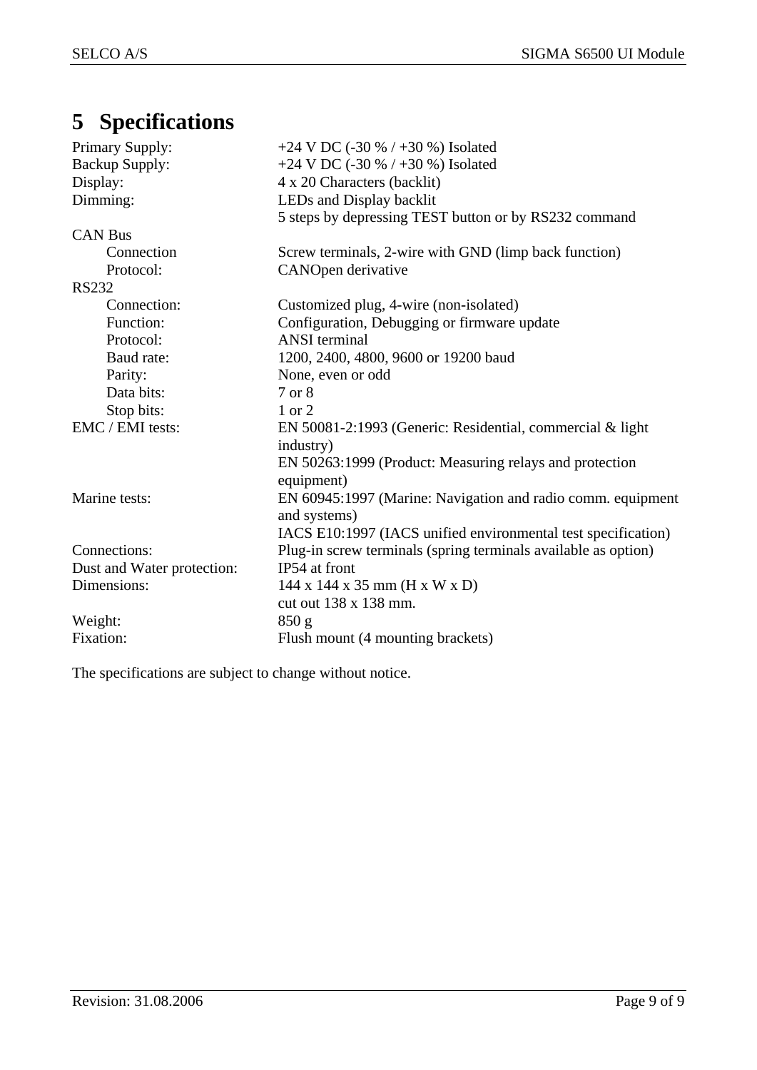# 5 Specifications

| | |
|---|---|
| Primary Supply: | +24 V DC (-30 % / +30 %) Isolated |
| Backup Supply: | +24 V DC (-30 % / +30 %) Isolated |
| Display: | 4 x 20 Characters (backlit) |
| Dimming: | LEDs and Display backlit<br>5 steps by depressing TEST button or by RS232 command |
| CAN Bus | |
| Connection | Screw terminals, 2-wire with GND (limp back function) |
| Protocol: | CANOpen derivative |
| RS232 | |
| Connection: | Customized plug, 4-wire (non-isolated) |
| Function: | Configuration, Debugging or firmware update |
| Protocol: | ANSI terminal |
| Baud rate: | 1200, 2400, 4800, 9600 or 19200 baud |
| Parity: | None, even or odd |
| Data bits: | 7 or 8 |
| Stop bits: | 1 or 2 |
| EMC / EMI tests: | EN 50081-2:1993 (Generic: Residential, commercial & light industry)<br>EN 50263:1999 (Product: Measuring relays and protection equipment) |
| Marine tests: | EN 60945:1997 (Marine: Navigation and radio comm. equipment and systems)<br>IACS E10:1997 (IACS unified environmental test specification) |
| Connections: | Plug-in screw terminals (spring terminals available as option) |
| Dust and Water protection: | IP54 at front |
| Dimensions: | 144 x 144 x 35 mm (H x W x D)<br>cut out 138 x 138 mm. |
| Weight: | 850 g |
| Fixation: | Flush mount (4 mounting brackets) |

The specifications are subject to change without notice.